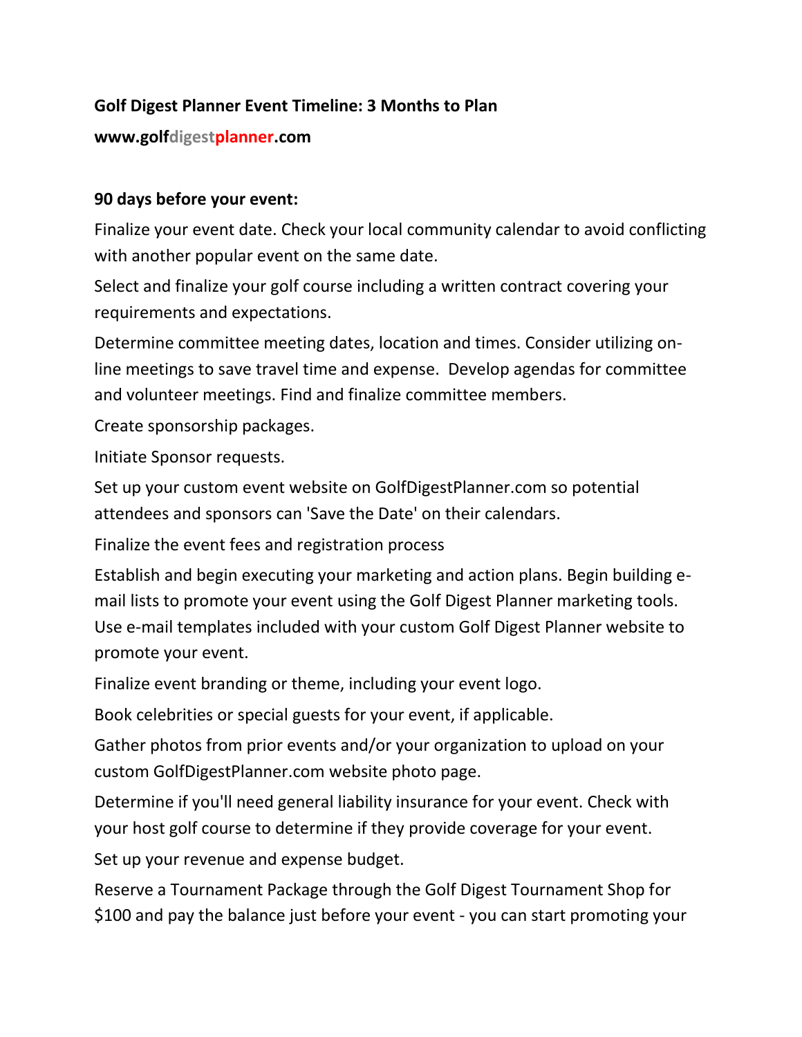**Golf Digest Planner Event Timeline: 3 Months to Plan**

**www.golfdigestplanner.com**

**90 days before your event:**

Finalize your event date. Check your local community calendar to avoid conflicting with another popular event on the same date.

Select and finalize your golf course including a written contract covering your requirements and expectations.

Determine committee meeting dates, location and times. Consider utilizing on-line meetings to save travel time and expense. Develop agendas for committee and volunteer meetings. Find and finalize committee members.

Create sponsorship packages.

Initiate Sponsor requests.

Set up your custom event website on GolfDigestPlanner.com so potential attendees and sponsors can 'Save the Date' on their calendars.

Finalize the event fees and registration process

Establish and begin executing your marketing and action plans. Begin building e-mail lists to promote your event using the Golf Digest Planner marketing tools. Use e-mail templates included with your custom Golf Digest Planner website to promote your event.

Finalize event branding or theme, including your event logo.

Book celebrities or special guests for your event, if applicable.

Gather photos from prior events and/or your organization to upload on your custom GolfDigestPlanner.com website photo page.

Determine if you'll need general liability insurance for your event. Check with your host golf course to determine if they provide coverage for your event.

Set up your revenue and expense budget.

Reserve a Tournament Package through the Golf Digest Tournament Shop for $100 and pay the balance just before your event - you can start promoting your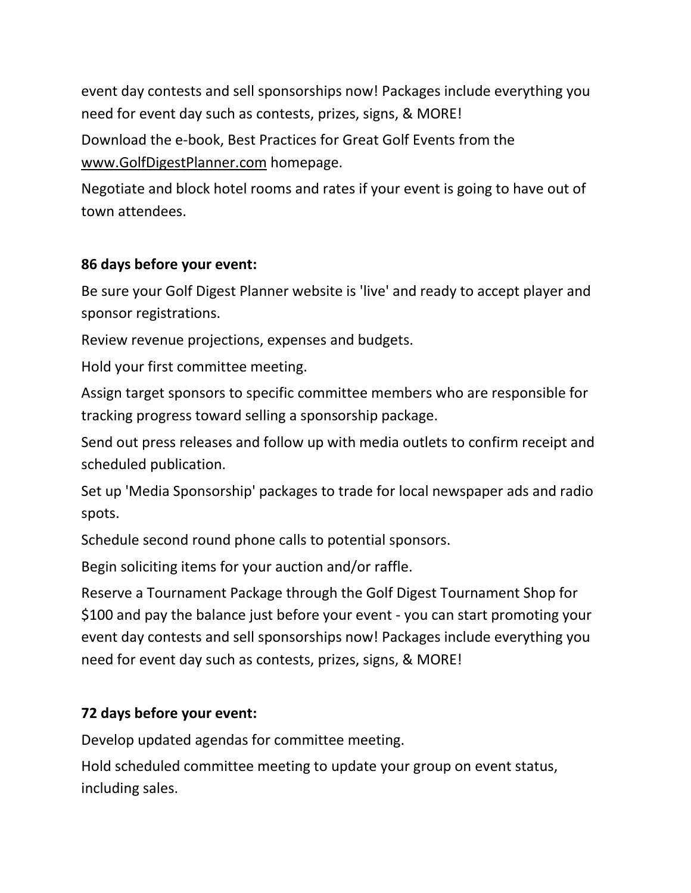event day contests and sell sponsorships now! Packages include everything you need for event day such as contests, prizes, signs, & MORE!

Download the e-book, Best Practices for Great Golf Events from the www.GolfDigestPlanner.com homepage.

Negotiate and block hotel rooms and rates if your event is going to have out of town attendees.

**86 days before your event:**

Be sure your Golf Digest Planner website is 'live' and ready to accept player and sponsor registrations.

Review revenue projections, expenses and budgets.

Hold your first committee meeting.

Assign target sponsors to specific committee members who are responsible for tracking progress toward selling a sponsorship package.

Send out press releases and follow up with media outlets to confirm receipt and scheduled publication.

Set up 'Media Sponsorship' packages to trade for local newspaper ads and radio spots.

Schedule second round phone calls to potential sponsors.

Begin soliciting items for your auction and/or raffle.

Reserve a Tournament Package through the Golf Digest Tournament Shop for $100 and pay the balance just before your event - you can start promoting your event day contests and sell sponsorships now! Packages include everything you need for event day such as contests, prizes, signs, & MORE!

**72 days before your event:**

Develop updated agendas for committee meeting.

Hold scheduled committee meeting to update your group on event status, including sales.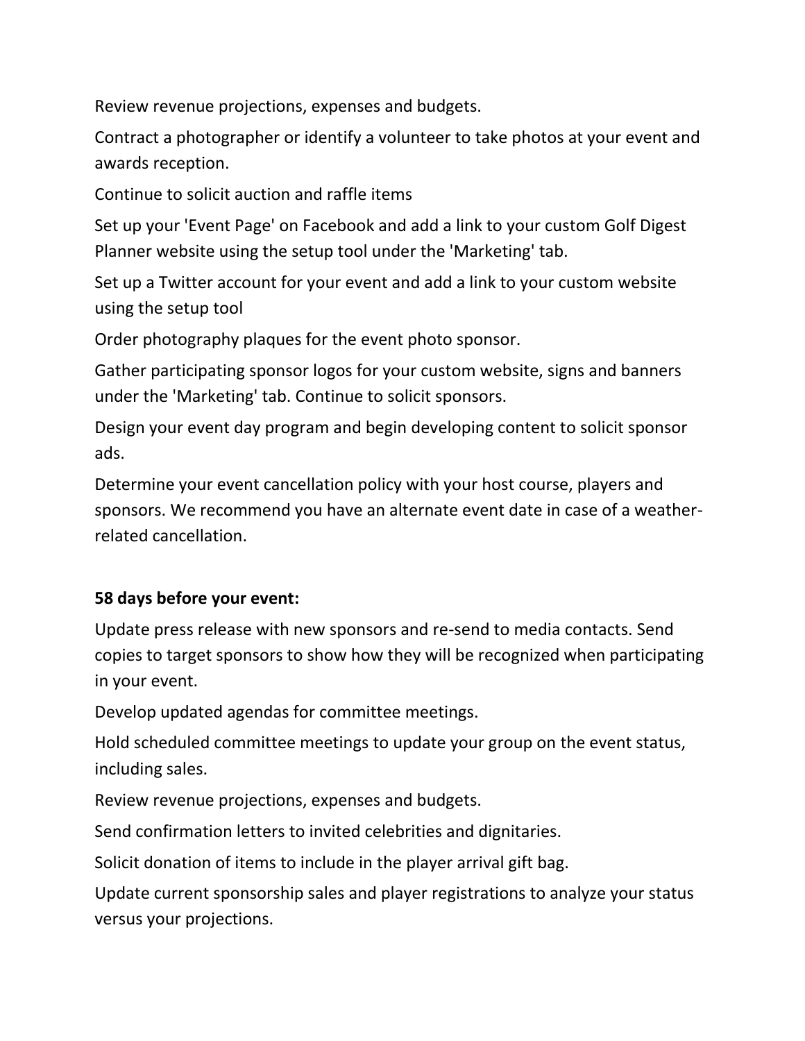Review revenue projections, expenses and budgets.

Contract a photographer or identify a volunteer to take photos at your event and awards reception.

Continue to solicit auction and raffle items

Set up your 'Event Page' on Facebook and add a link to your custom Golf Digest Planner website using the setup tool under the 'Marketing' tab.

Set up a Twitter account for your event and add a link to your custom website using the setup tool

Order photography plaques for the event photo sponsor.

Gather participating sponsor logos for your custom website, signs and banners under the 'Marketing' tab. Continue to solicit sponsors.

Design your event day program and begin developing content to solicit sponsor ads.

Determine your event cancellation policy with your host course, players and sponsors. We recommend you have an alternate event date in case of a weather-related cancellation.

**58 days before your event:**

Update press release with new sponsors and re-send to media contacts. Send copies to target sponsors to show how they will be recognized when participating in your event.

Develop updated agendas for committee meetings.

Hold scheduled committee meetings to update your group on the event status, including sales.

Review revenue projections, expenses and budgets.

Send confirmation letters to invited celebrities and dignitaries.

Solicit donation of items to include in the player arrival gift bag.

Update current sponsorship sales and player registrations to analyze your status versus your projections.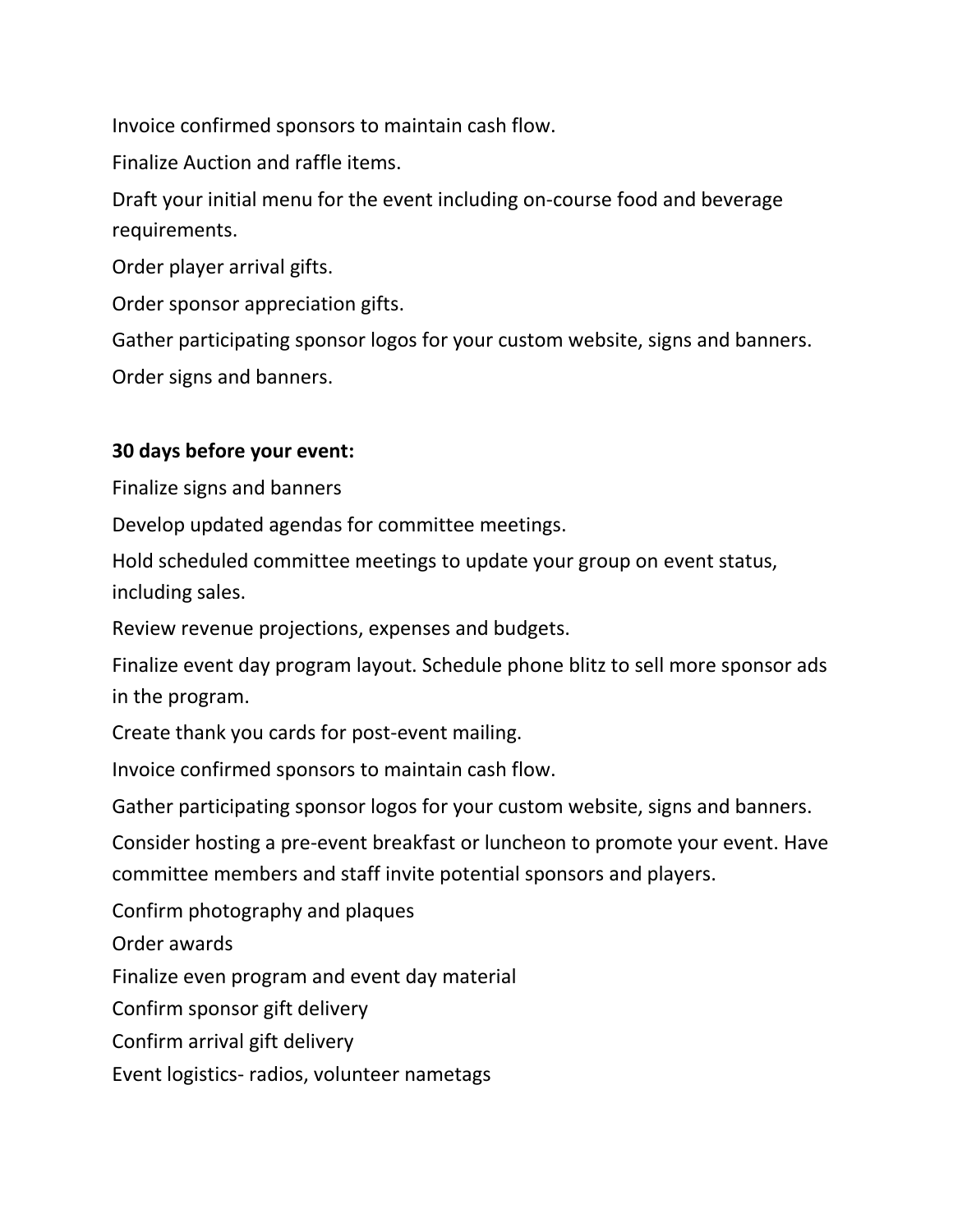Invoice confirmed sponsors to maintain cash flow.

Finalize Auction and raffle items.

Draft your initial menu for the event including on-course food and beverage requirements.

Order player arrival gifts.

Order sponsor appreciation gifts.

Gather participating sponsor logos for your custom website, signs and banners.

Order signs and banners.

**30 days before your event:**

Finalize signs and banners

Develop updated agendas for committee meetings.

Hold scheduled committee meetings to update your group on event status, including sales.

Review revenue projections, expenses and budgets.

Finalize event day program layout. Schedule phone blitz to sell more sponsor ads in the program.

Create thank you cards for post-event mailing.

Invoice confirmed sponsors to maintain cash flow.

Gather participating sponsor logos for your custom website, signs and banners.

Consider hosting a pre-event breakfast or luncheon to promote your event. Have committee members and staff invite potential sponsors and players.

Confirm photography and plaques

Order awards

Finalize even program and event day material

Confirm sponsor gift delivery

Confirm arrival gift delivery

Event logistics- radios, volunteer nametags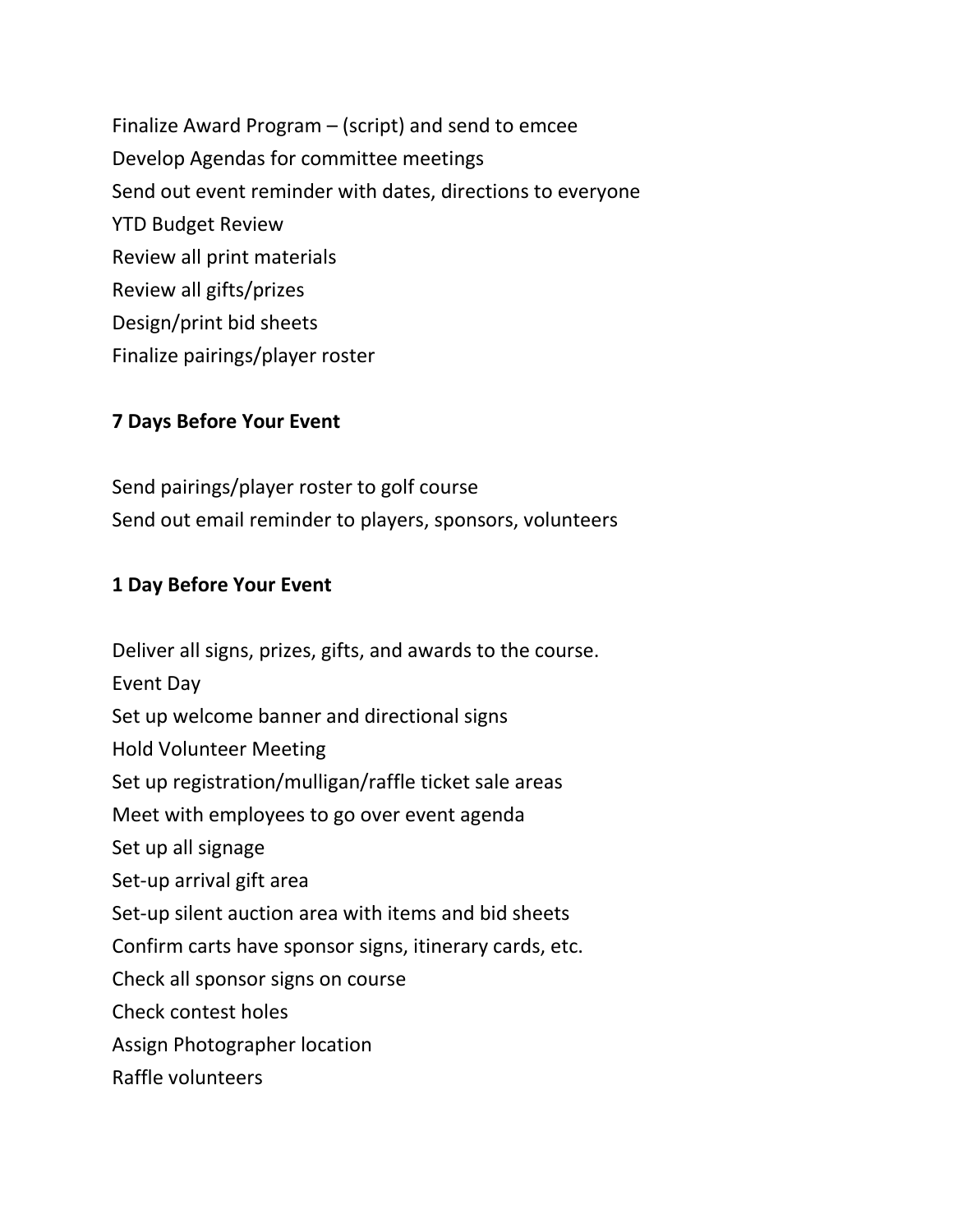Finalize Award Program – (script) and send to emcee
Develop Agendas for committee meetings
Send out event reminder with dates, directions to everyone
YTD Budget Review
Review all print materials
Review all gifts/prizes
Design/print bid sheets
Finalize pairings/player roster

**7 Days Before Your Event**

Send pairings/player roster to golf course
Send out email reminder to players, sponsors, volunteers

**1 Day Before Your Event**

Deliver all signs, prizes, gifts, and awards to the course.
Event Day
Set up welcome banner and directional signs
Hold Volunteer Meeting
Set up registration/mulligan/raffle ticket sale areas
Meet with employees to go over event agenda
Set up all signage
Set-up arrival gift area
Set-up silent auction area with items and bid sheets
Confirm carts have sponsor signs, itinerary cards, etc.
Check all sponsor signs on course
Check contest holes
Assign Photographer location
Raffle volunteers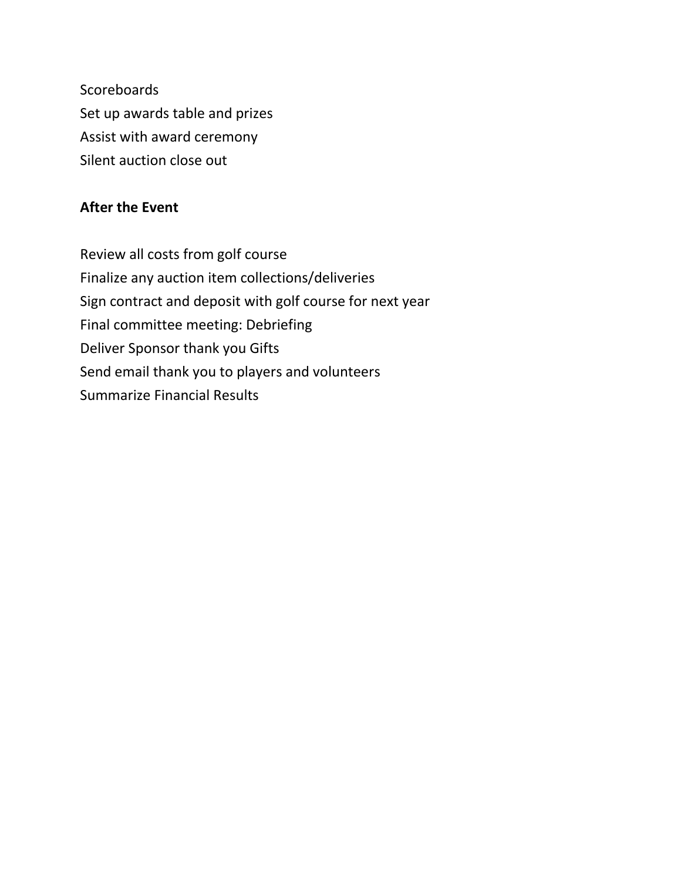Scoreboards
Set up awards table and prizes
Assist with award ceremony
Silent auction close out

**After the Event**

Review all costs from golf course
Finalize any auction item collections/deliveries
Sign contract and deposit with golf course for next year
Final committee meeting: Debriefing
Deliver Sponsor thank you Gifts
Send email thank you to players and volunteers
Summarize Financial Results